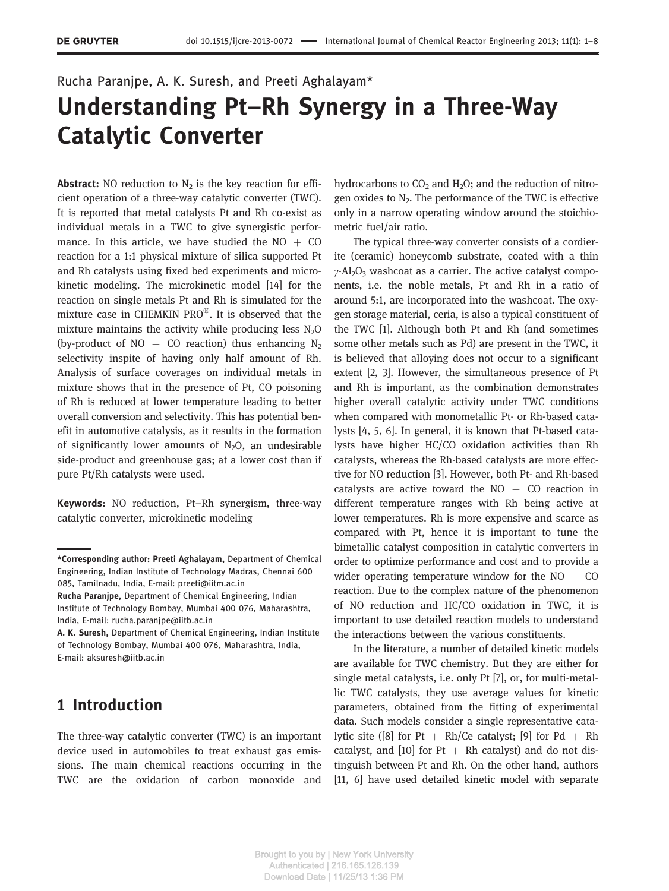Rucha Paranjpe, A. K. Suresh, and Preeti Aghalayam*

# Understanding Pt–Rh Synergy in a Three-Way Catalytic Converter

**Abstract:** NO reduction to $N_2$ is the key reaction for efficient operation of a three-way catalytic converter (TWC). It is reported that metal catalysts Pt and Rh co-exist as individual metals in a TWC to give synergistic performance. In this article, we have studied the NO + CO reaction for a 1:1 physical mixture of silica supported Pt and Rh catalysts using fixed bed experiments and microkinetic modeling. The microkinetic model [14] for the reaction on single metals Pt and Rh is simulated for the mixture case in CHEMKIN PRO®. It is observed that the mixture maintains the activity while producing less $N_2O$ (by-product of NO + CO reaction) thus enhancing $N_2$ selectivity inspite of having only half amount of Rh. Analysis of surface coverages on individual metals in mixture shows that in the presence of Pt, CO poisoning of Rh is reduced at lower temperature leading to better overall conversion and selectivity. This has potential benefit in automotive catalysis, as it results in the formation of significantly lower amounts of $N_2O$, an undesirable side-product and greenhouse gas; at a lower cost than if pure Pt/Rh catalysts were used.

**Keywords:** NO reduction, Pt–Rh synergism, three-way catalytic converter, microkinetic modeling

---

***Corresponding author: Preeti Aghalayam,** Department of Chemical Engineering, Indian Institute of Technology Madras, Chennai 600 085, Tamilnadu, India, E-mail: preeti@iitm.ac.in
**Rucha Paranjpe,** Department of Chemical Engineering, Indian Institute of Technology Bombay, Mumbai 400 076, Maharashtra, India, E-mail: rucha.paranjpe@iitb.ac.in
**A. K. Suresh,** Department of Chemical Engineering, Indian Institute of Technology Bombay, Mumbai 400 076, Maharashtra, India, E-mail: aksuresh@iitb.ac.in

## 1 Introduction

The three-way catalytic converter (TWC) is an important device used in automobiles to treat exhaust gas emissions. The main chemical reactions occurring in the TWC are the oxidation of carbon monoxide and hydrocarbons to $CO_2$ and $H_2O$; and the reduction of nitrogen oxides to $N_2$. The performance of the TWC is effective only in a narrow operating window around the stoichiometric fuel/air ratio.

The typical three-way converter consists of a cordierite (ceramic) honeycomb substrate, coated with a thin $\gamma$-$Al_2O_3$ washcoat as a carrier. The active catalyst components, i.e. the noble metals, Pt and Rh in a ratio of around 5:1, are incorporated into the washcoat. The oxygen storage material, ceria, is also a typical constituent of the TWC [1]. Although both Pt and Rh (and sometimes some other metals such as Pd) are present in the TWC, it is believed that alloying does not occur to a significant extent [2, 3]. However, the simultaneous presence of Pt and Rh is important, as the combination demonstrates higher overall catalytic activity under TWC conditions when compared with monometallic Pt- or Rh-based catalysts [4, 5, 6]. In general, it is known that Pt-based catalysts have higher HC/CO oxidation activities than Rh catalysts, whereas the Rh-based catalysts are more effective for NO reduction [3]. However, both Pt- and Rh-based catalysts are active toward the NO + CO reaction in different temperature ranges with Rh being active at lower temperatures. Rh is more expensive and scarce as compared with Pt, hence it is important to tune the bimetallic catalyst composition in catalytic converters in order to optimize performance and cost and to provide a wider operating temperature window for the NO + CO reaction. Due to the complex nature of the phenomenon of NO reduction and HC/CO oxidation in TWC, it is important to use detailed reaction models to understand the interactions between the various constituents.

In the literature, a number of detailed kinetic models are available for TWC chemistry. But they are either for single metal catalysts, i.e. only Pt [7], or, for multi-metallic TWC catalysts, they use average values for kinetic parameters, obtained from the fitting of experimental data. Such models consider a single representative catalytic site ([8] for Pt + Rh/Ce catalyst; [9] for Pd + Rh catalyst, and [10] for Pt + Rh catalyst) and do not distinguish between Pt and Rh. On the other hand, authors [11, 6] have used detailed kinetic model with separate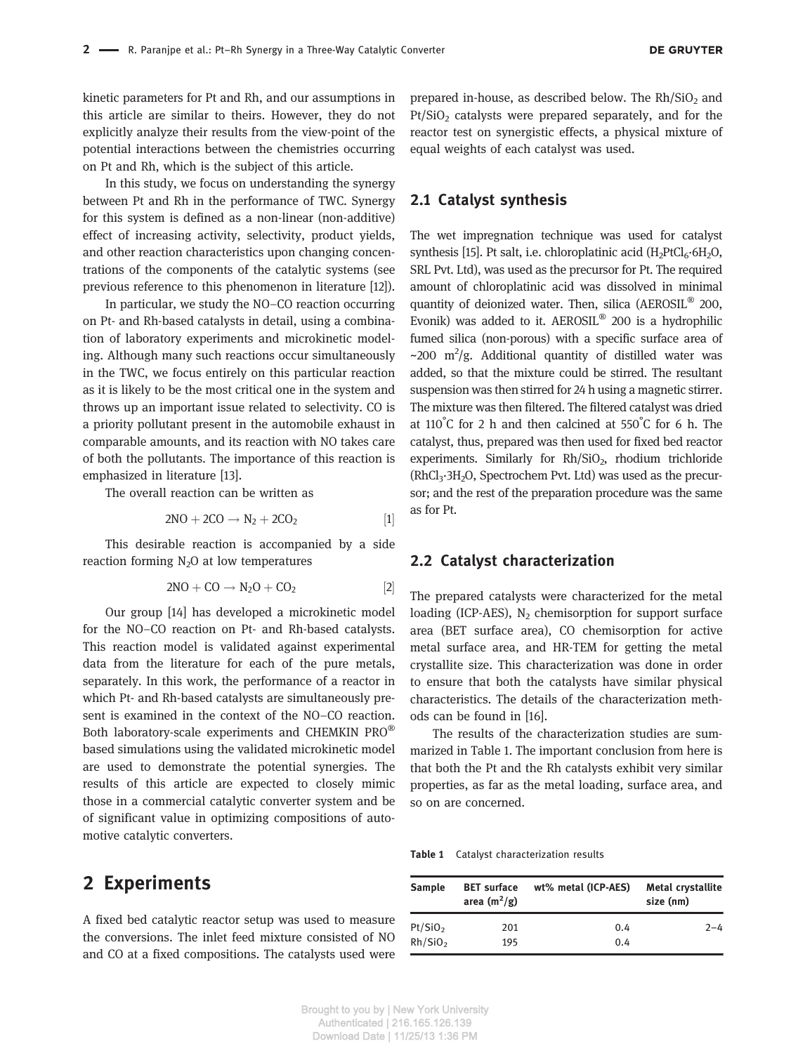kinetic parameters for Pt and Rh, and our assumptions in this article are similar to theirs. However, they do not explicitly analyze their results from the view-point of the potential interactions between the chemistries occurring on Pt and Rh, which is the subject of this article.

In this study, we focus on understanding the synergy between Pt and Rh in the performance of TWC. Synergy for this system is defined as a non-linear (non-additive) effect of increasing activity, selectivity, product yields, and other reaction characteristics upon changing concentrations of the components of the catalytic systems (see previous reference to this phenomenon in literature [12]).

In particular, we study the NO–CO reaction occurring on Pt- and Rh-based catalysts in detail, using a combination of laboratory experiments and microkinetic modeling. Although many such reactions occur simultaneously in the TWC, we focus entirely on this particular reaction as it is likely to be the most critical one in the system and throws up an important issue related to selectivity. CO is a priority pollutant present in the automobile exhaust in comparable amounts, and its reaction with NO takes care of both the pollutants. The importance of this reaction is emphasized in literature [13].

The overall reaction can be written as

$$2NO + 2CO \rightarrow N_2 + 2CO_2 \qquad [1]$$

This desirable reaction is accompanied by a side reaction forming $N_2O$ at low temperatures

$$2NO + CO \rightarrow N_2O + CO_2 \qquad [2]$$

Our group [14] has developed a microkinetic model for the NO–CO reaction on Pt- and Rh-based catalysts. This reaction model is validated against experimental data from the literature for each of the pure metals, separately. In this work, the performance of a reactor in which Pt- and Rh-based catalysts are simultaneously present is examined in the context of the NO–CO reaction. Both laboratory-scale experiments and CHEMKIN PRO® based simulations using the validated microkinetic model are used to demonstrate the potential synergies. The results of this article are expected to closely mimic those in a commercial catalytic converter system and be of significant value in optimizing compositions of automotive catalytic converters.

## 2 Experiments

A fixed bed catalytic reactor setup was used to measure the conversions. The inlet feed mixture consisted of NO and CO at a fixed compositions. The catalysts used were prepared in-house, as described below. The $Rh/SiO_2$ and $Pt/SiO_2$ catalysts were prepared separately, and for the reactor test on synergistic effects, a physical mixture of equal weights of each catalyst was used.

### 2.1 Catalyst synthesis

The wet impregnation technique was used for catalyst synthesis [15]. Pt salt, i.e. chloroplatinic acid ($H_2PtCl_6{\cdot}6H_2O$, SRL Pvt. Ltd), was used as the precursor for Pt. The required amount of chloroplatinic acid was dissolved in minimal quantity of deionized water. Then, silica (AEROSIL® 200, Evonik) was added to it. AEROSIL® 200 is a hydrophilic fumed silica (non-porous) with a specific surface area of ~200 $m^2/g$. Additional quantity of distilled water was added, so that the mixture could be stirred. The resultant suspension was then stirred for 24 h using a magnetic stirrer. The mixture was then filtered. The filtered catalyst was dried at 110°C for 2 h and then calcined at 550°C for 6 h. The catalyst, thus, prepared was then used for fixed bed reactor experiments. Similarly for $Rh/SiO_2$, rhodium trichloride ($RhCl_3{\cdot}3H_2O$, Spectrochem Pvt. Ltd) was used as the precursor; and the rest of the preparation procedure was the same as for Pt.

### 2.2 Catalyst characterization

The prepared catalysts were characterized for the metal loading (ICP-AES), $N_2$ chemisorption for support surface area (BET surface area), CO chemisorption for active metal surface area, and HR-TEM for getting the metal crystallite size. This characterization was done in order to ensure that both the catalysts have similar physical characteristics. The details of the characterization methods can be found in [16].

The results of the characterization studies are summarized in Table 1. The important conclusion from here is that both the Pt and the Rh catalysts exhibit very similar properties, as far as the metal loading, surface area, and so on are concerned.

**Table 1** Catalyst characterization results

| Sample | BET surface area ($m^2/g$) | wt% metal (ICP-AES) | Metal crystallite size (nm) |
|---|---|---|---|
| $Pt/SiO_2$ | 201 | 0.4 | 2–4 |
| $Rh/SiO_2$ | 195 | 0.4 | |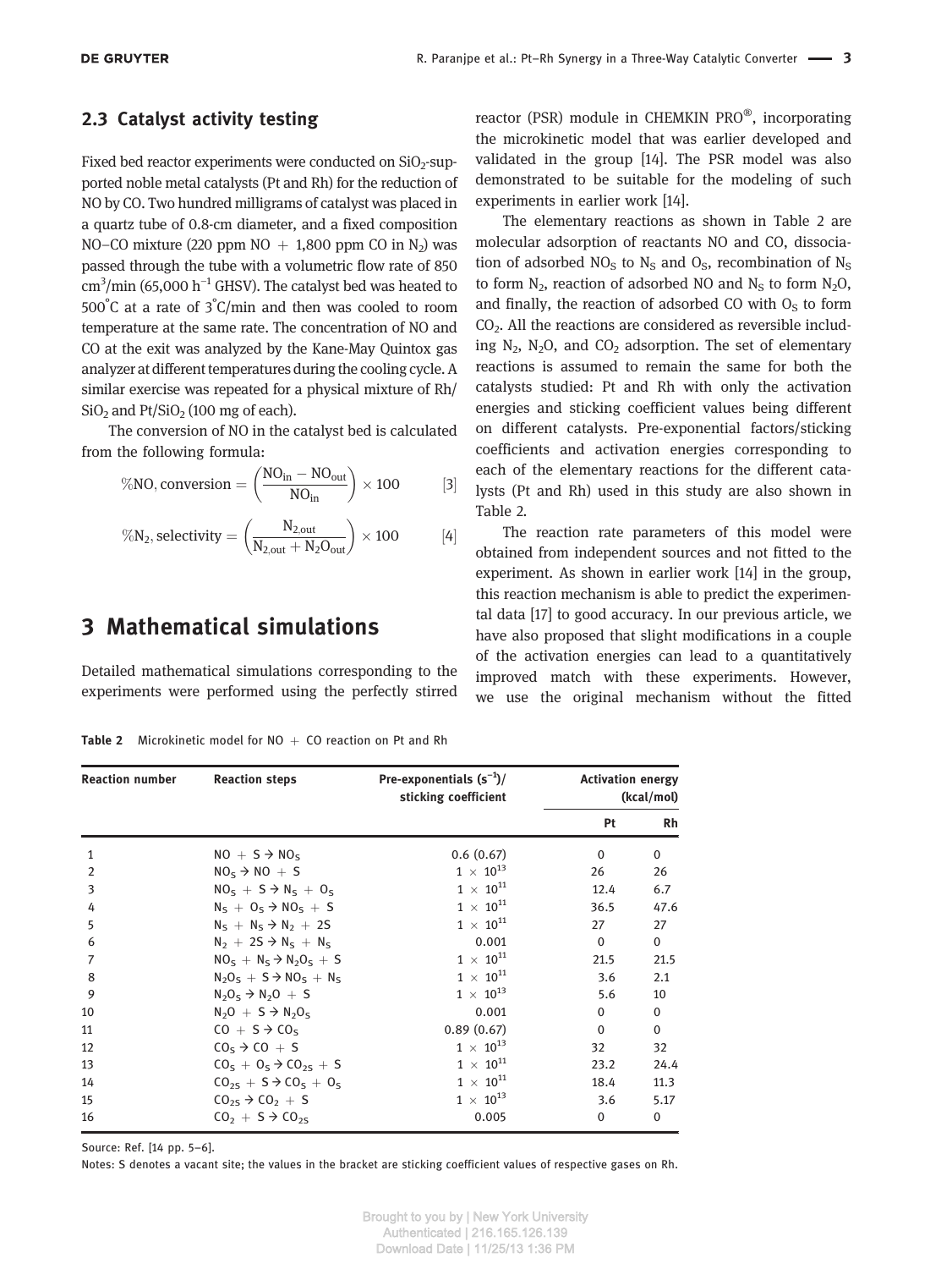### 2.3 Catalyst activity testing

Fixed bed reactor experiments were conducted on $SiO_2$-supported noble metal catalysts (Pt and Rh) for the reduction of NO by CO. Two hundred milligrams of catalyst was placed in a quartz tube of 0.8-cm diameter, and a fixed composition NO–CO mixture (220 ppm NO + 1,800 ppm CO in $N_2$) was passed through the tube with a volumetric flow rate of 850 $cm^3$/min (65,000 $h^{-1}$ GHSV). The catalyst bed was heated to 500°C at a rate of 3°C/min and then was cooled to room temperature at the same rate. The concentration of NO and CO at the exit was analyzed by the Kane-May Quintox gas analyzer at different temperatures during the cooling cycle. A similar exercise was repeated for a physical mixture of Rh/$SiO_2$ and Pt/$SiO_2$ (100 mg of each).

The conversion of NO in the catalyst bed is calculated from the following formula:

$$\%\text{NO, conversion} = \left(\frac{\text{NO}_{\text{in}} - \text{NO}_{\text{out}}}{\text{NO}_{\text{in}}}\right) \times 100 \qquad [3]$$

$$\%\text{N}_2\text{, selectivity} = \left(\frac{\text{N}_{2,\text{out}}}{\text{N}_{2,\text{out}} + \text{N}_2\text{O}_{\text{out}}}\right) \times 100 \qquad [4]$$

## 3 Mathematical simulations

Detailed mathematical simulations corresponding to the experiments were performed using the perfectly stirred reactor (PSR) module in CHEMKIN PRO®, incorporating the microkinetic model that was earlier developed and validated in the group [14]. The PSR model was also demonstrated to be suitable for the modeling of such experiments in earlier work [14].

The elementary reactions as shown in Table 2 are molecular adsorption of reactants NO and CO, dissociation of adsorbed $NO_S$ to $N_S$ and $O_S$, recombination of $N_S$ to form $N_2$, reaction of adsorbed NO and $N_S$ to form $N_2O$, and finally, the reaction of adsorbed CO with $O_S$ to form $CO_2$. All the reactions are considered as reversible including $N_2$, $N_2O$, and $CO_2$ adsorption. The set of elementary reactions is assumed to remain the same for both the catalysts studied: Pt and Rh with only the activation energies and sticking coefficient values being different on different catalysts. Pre-exponential factors/sticking coefficients and activation energies corresponding to each of the elementary reactions for the different catalysts (Pt and Rh) used in this study are also shown in Table 2.

The reaction rate parameters of this model were obtained from independent sources and not fitted to the experiment. As shown in earlier work [14] in the group, this reaction mechanism is able to predict the experimental data [17] to good accuracy. In our previous article, we have also proposed that slight modifications in a couple of the activation energies can lead to a quantitatively improved match with these experiments. However, we use the original mechanism without the fitted

**Table 2** Microkinetic model for NO + CO reaction on Pt and Rh

| Reaction number | Reaction steps | Pre-exponentials ($s^{-1}$)/ sticking coefficient | Activation energy (kcal/mol) | |
|---|---|---|---|---|
| | | | Pt | Rh |
| 1 | $NO + S \rightarrow NO_S$ | 0.6 (0.67) | 0 | 0 |
| 2 | $NO_S \rightarrow NO + S$ | $1 \times 10^{13}$ | 26 | 26 |
| 3 | $NO_S + S \rightarrow N_S + O_S$ | $1 \times 10^{11}$ | 12.4 | 6.7 |
| 4 | $N_S + O_S \rightarrow NO_S + S$ | $1 \times 10^{11}$ | 36.5 | 47.6 |
| 5 | $N_S + N_S \rightarrow N_2 + 2S$ | $1 \times 10^{11}$ | 27 | 27 |
| 6 | $N_2 + 2S \rightarrow N_S + N_S$ | 0.001 | 0 | 0 |
| 7 | $NO_S + N_S \rightarrow N_2O_S + S$ | $1 \times 10^{11}$ | 21.5 | 21.5 |
| 8 | $N_2O_S + S \rightarrow NO_S + N_S$ | $1 \times 10^{11}$ | 3.6 | 2.1 |
| 9 | $N_2O_S \rightarrow N_2O + S$ | $1 \times 10^{13}$ | 5.6 | 10 |
| 10 | $N_2O + S \rightarrow N_2O_S$ | 0.001 | 0 | 0 |
| 11 | $CO + S \rightarrow CO_S$ | 0.89 (0.67) | 0 | 0 |
| 12 | $CO_S \rightarrow CO + S$ | $1 \times 10^{13}$ | 32 | 32 |
| 13 | $CO_S + O_S \rightarrow CO_{2S} + S$ | $1 \times 10^{11}$ | 23.2 | 24.4 |
| 14 | $CO_{2S} + S \rightarrow CO_S + O_S$ | $1 \times 10^{11}$ | 18.4 | 11.3 |
| 15 | $CO_{2S} \rightarrow CO_2 + S$ | $1 \times 10^{13}$ | 3.6 | 5.17 |
| 16 | $CO_2 + S \rightarrow CO_{2S}$ | 0.005 | 0 | 0 |

Source: Ref. [14 pp. 5–6].

Notes: S denotes a vacant site; the values in the bracket are sticking coefficient values of respective gases on Rh.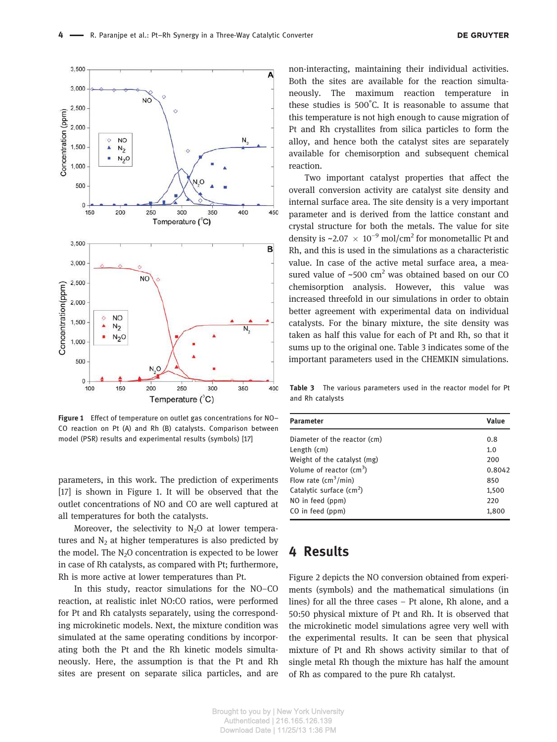Figure 1 Effect of temperature on outlet gas concentrations for NO–CO reaction on Pt (A) and Rh (B) catalysts. Comparison between model (PSR) results and experimental results (symbols) [17]

parameters, in this work. The prediction of experiments [17] is shown in Figure 1. It will be observed that the outlet concentrations of NO and CO are well captured at all temperatures for both the catalysts.

Moreover, the selectivity to $N_2O$ at lower temperatures and $N_2$ at higher temperatures is also predicted by the model. The $N_2O$ concentration is expected to be lower in case of Rh catalysts, as compared with Pt; furthermore, Rh is more active at lower temperatures than Pt.

In this study, reactor simulations for the NO–CO reaction, at realistic inlet NO:CO ratios, were performed for Pt and Rh catalysts separately, using the corresponding microkinetic models. Next, the mixture condition was simulated at the same operating conditions by incorporating both the Pt and the Rh kinetic models simultaneously. Here, the assumption is that the Pt and Rh sites are present on separate silica particles, and are non-interacting, maintaining their individual activities. Both the sites are available for the reaction simultaneously. The maximum reaction temperature in these studies is 500°C. It is reasonable to assume that this temperature is not high enough to cause migration of Pt and Rh crystallites from silica particles to form the alloy, and hence both the catalyst sites are separately available for chemisorption and subsequent chemical reaction.

Two important catalyst properties that affect the overall conversion activity are catalyst site density and internal surface area. The site density is a very important parameter and is derived from the lattice constant and crystal structure for both the metals. The value for site density is ~2.07 × $10^{-9}$ mol/cm$^2$ for monometallic Pt and Rh, and this is used in the simulations as a characteristic value. In case of the active metal surface area, a measured value of ~500 cm$^2$ was obtained based on our CO chemisorption analysis. However, this value was increased threefold in our simulations in order to obtain better agreement with experimental data on individual catalysts. For the binary mixture, the site density was taken as half this value for each of Pt and Rh, so that it sums up to the original one. Table 3 indicates some of the important parameters used in the CHEMKIN simulations.

**Table 3** The various parameters used in the reactor model for Pt and Rh catalysts

| Parameter | Value |
|---|---|
| Diameter of the reactor (cm) | 0.8 |
| Length (cm) | 1.0 |
| Weight of the catalyst (mg) | 200 |
| Volume of reactor (cm$^3$) | 0.8042 |
| Flow rate (cm$^3$/min) | 850 |
| Catalytic surface (cm$^2$) | 1,500 |
| NO in feed (ppm) | 220 |
| CO in feed (ppm) | 1,800 |

## 4 Results

Figure 2 depicts the NO conversion obtained from experiments (symbols) and the mathematical simulations (in lines) for all the three cases – Pt alone, Rh alone, and a 50:50 physical mixture of Pt and Rh. It is observed that the microkinetic model simulations agree very well with the experimental results. It can be seen that physical mixture of Pt and Rh shows activity similar to that of single metal Rh though the mixture has half the amount of Rh as compared to the pure Rh catalyst.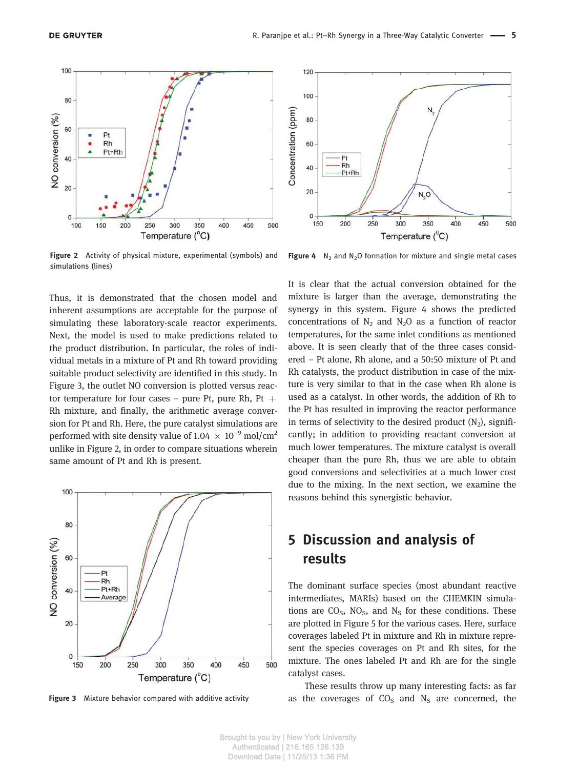Figure 2 Activity of physical mixture, experimental (symbols) and simulations (lines)

Figure 4 $N_2$ and $N_2O$ formation for mixture and single metal cases

Thus, it is demonstrated that the chosen model and inherent assumptions are acceptable for the purpose of simulating these laboratory-scale reactor experiments. Next, the model is used to make predictions related to the product distribution. In particular, the roles of individual metals in a mixture of Pt and Rh toward providing suitable product selectivity are identified in this study. In Figure 3, the outlet NO conversion is plotted versus reactor temperature for four cases – pure Pt, pure Rh, Pt + Rh mixture, and finally, the arithmetic average conversion for Pt and Rh. Here, the pure catalyst simulations are performed with site density value of $1.04 \times 10^{-9}$ mol/cm$^2$ unlike in Figure 2, in order to compare situations wherein same amount of Pt and Rh is present.

Figure 3 Mixture behavior compared with additive activity

It is clear that the actual conversion obtained for the mixture is larger than the average, demonstrating the synergy in this system. Figure 4 shows the predicted concentrations of $N_2$ and $N_2O$ as a function of reactor temperatures, for the same inlet conditions as mentioned above. It is seen clearly that of the three cases considered – Pt alone, Rh alone, and a 50:50 mixture of Pt and Rh catalysts, the product distribution in case of the mixture is very similar to that in the case when Rh alone is used as a catalyst. In other words, the addition of Rh to the Pt has resulted in improving the reactor performance in terms of selectivity to the desired product ($N_2$), significantly; in addition to providing reactant conversion at much lower temperatures. The mixture catalyst is overall cheaper than the pure Rh, thus we are able to obtain good conversions and selectivities at a much lower cost due to the mixing. In the next section, we examine the reasons behind this synergistic behavior.

## 5 Discussion and analysis of results

The dominant surface species (most abundant reactive intermediates, MARIs) based on the CHEMKIN simulations are $CO_S$, $NO_S$, and $N_S$ for these conditions. These are plotted in Figure 5 for the various cases. Here, surface coverages labeled Pt in mixture and Rh in mixture represent the species coverages on Pt and Rh sites, for the mixture. The ones labeled Pt and Rh are for the single catalyst cases.

These results throw up many interesting facts: as far as the coverages of $CO_S$ and $N_S$ are concerned, the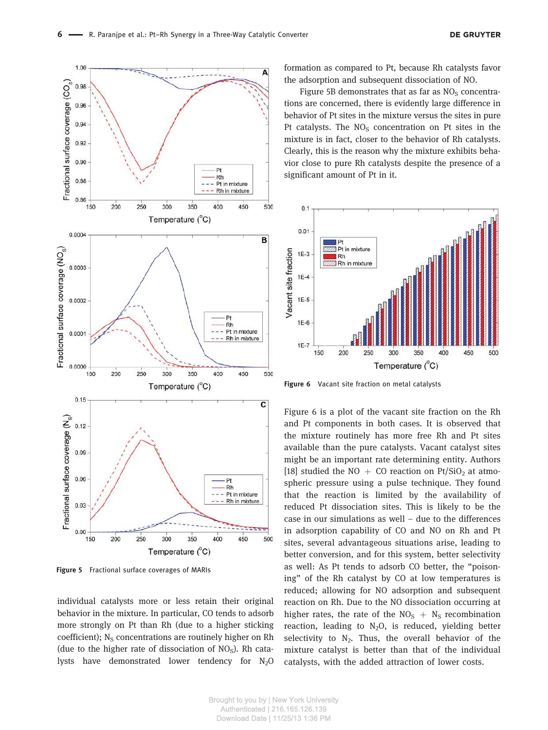Figure 5 Fractional surface coverages of MARIs

individual catalysts more or less retain their original behavior in the mixture. In particular, CO tends to adsorb more strongly on Pt than Rh (due to a higher sticking coefficient); $N_S$ concentrations are routinely higher on Rh (due to the higher rate of dissociation of $NO_S$). Rh catalysts have demonstrated lower tendency for $N_2O$ formation as compared to Pt, because Rh catalysts favor the adsorption and subsequent dissociation of NO.

Figure 5B demonstrates that as far as $NO_S$ concentrations are concerned, there is evidently large difference in behavior of Pt sites in the mixture versus the sites in pure Pt catalysts. The $NO_S$ concentration on Pt sites in the mixture is in fact, closer to the behavior of Rh catalysts. Clearly, this is the reason why the mixture exhibits behavior close to pure Rh catalysts despite the presence of a significant amount of Pt in it.

Figure 6 Vacant site fraction on metal catalysts

Figure 6 is a plot of the vacant site fraction on the Rh and Pt components in both cases. It is observed that the mixture routinely has more free Rh and Pt sites available than the pure catalysts. Vacant catalyst sites might be an important rate determining entity. Authors [18] studied the NO + CO reaction on $Pt/SiO_2$ at atmospheric pressure using a pulse technique. They found that the reaction is limited by the availability of reduced Pt dissociation sites. This is likely to be the case in our simulations as well – due to the differences in adsorption capability of CO and NO on Rh and Pt sites, several advantageous situations arise, leading to better conversion, and for this system, better selectivity as well: As Pt tends to adsorb CO better, the "poisoning" of the Rh catalyst by CO at low temperatures is reduced; allowing for NO adsorption and subsequent reaction on Rh. Due to the NO dissociation occurring at higher rates, the rate of the $NO_S$ + $N_S$ recombination reaction, leading to $N_2O$, is reduced, yielding better selectivity to $N_2$. Thus, the overall behavior of the mixture catalyst is better than that of the individual catalysts, with the added attraction of lower costs.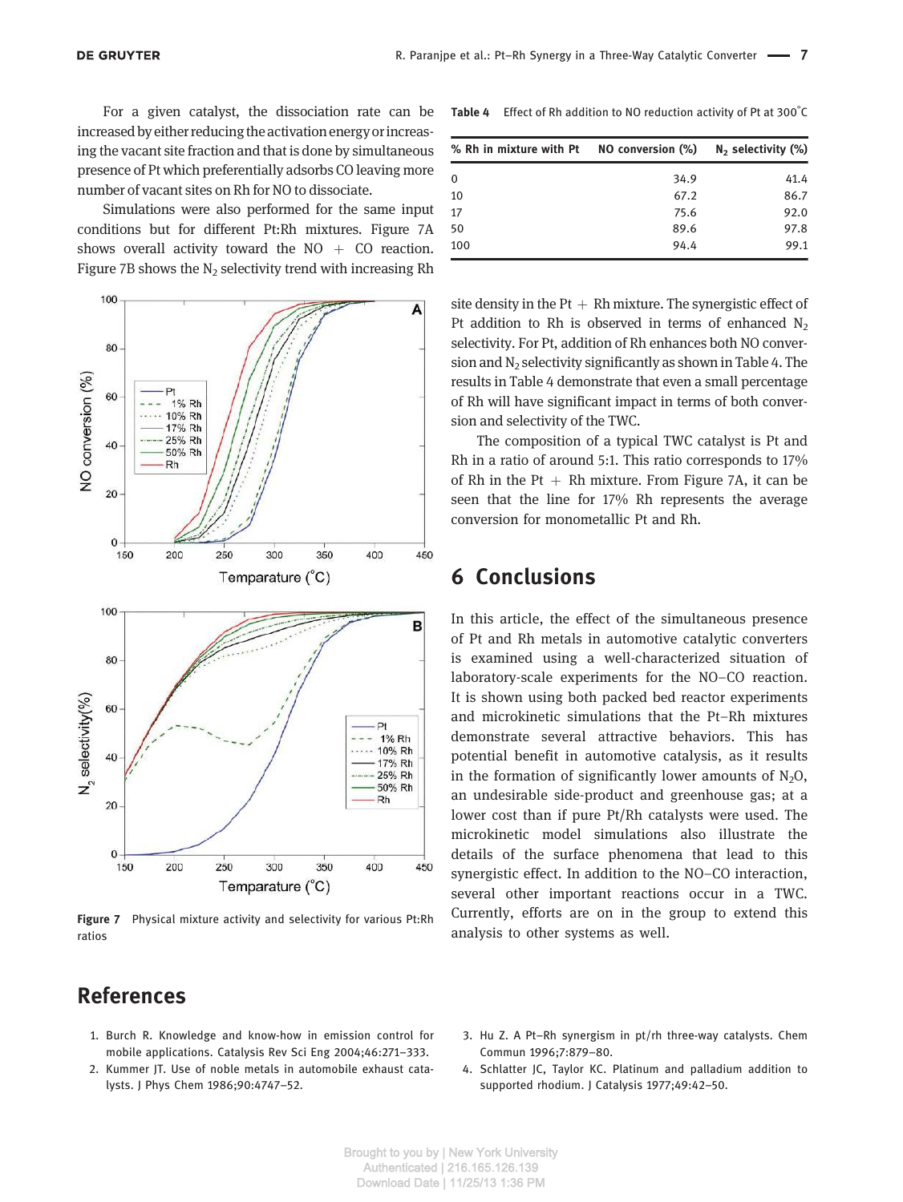For a given catalyst, the dissociation rate can be increased by either reducing the activation energy or increasing the vacant site fraction and that is done by simultaneous presence of Pt which preferentially adsorbs CO leaving more number of vacant sites on Rh for NO to dissociate.

Simulations were also performed for the same input conditions but for different Pt:Rh mixtures. Figure 7A shows overall activity toward the NO + CO reaction. Figure 7B shows the $N_2$ selectivity trend with increasing Rh site density in the Pt + Rh mixture. The synergistic effect of Pt addition to Rh is observed in terms of enhanced $N_2$ selectivity. For Pt, addition of Rh enhances both NO conversion and $N_2$ selectivity significantly as shown in Table 4. The results in Table 4 demonstrate that even a small percentage of Rh will have significant impact in terms of both conversion and selectivity of the TWC.

Figure 7 Physical mixture activity and selectivity for various Pt:Rh ratios

Table 4 Effect of Rh addition to NO reduction activity of Pt at 300°C

| % Rh in mixture with Pt | NO conversion (%) | $N_2$ selectivity (%) |
|---|---|---|
| 0 | 34.9 | 41.4 |
| 10 | 67.2 | 86.7 |
| 17 | 75.6 | 92.0 |
| 50 | 89.6 | 97.8 |
| 100 | 94.4 | 99.1 |

The composition of a typical TWC catalyst is Pt and Rh in a ratio of around 5:1. This ratio corresponds to 17% of Rh in the Pt + Rh mixture. From Figure 7A, it can be seen that the line for 17% Rh represents the average conversion for monometallic Pt and Rh.

## 6 Conclusions

In this article, the effect of the simultaneous presence of Pt and Rh metals in automotive catalytic converters is examined using a well-characterized situation of laboratory-scale experiments for the NO–CO reaction. It is shown using both packed bed reactor experiments and microkinetic simulations that the Pt–Rh mixtures demonstrate several attractive behaviors. This has potential benefit in automotive catalysis, as it results in the formation of significantly lower amounts of $N_2O$, an undesirable side-product and greenhouse gas; at a lower cost than if pure Pt/Rh catalysts were used. The microkinetic model simulations also illustrate the details of the surface phenomena that lead to this synergistic effect. In addition to the NO–CO interaction, several other important reactions occur in a TWC. Currently, efforts are on in the group to extend this analysis to other systems as well.

## References

1. Burch R. Knowledge and know-how in emission control for mobile applications. Catalysis Rev Sci Eng 2004;46:271–333.
2. Kummer JT. Use of noble metals in automobile exhaust catalysts. J Phys Chem 1986;90:4747–52.
3. Hu Z. A Pt–Rh synergism in pt/rh three-way catalysts. Chem Commun 1996;7:879–80.
4. Schlatter JC, Taylor KC. Platinum and palladium addition to supported rhodium. J Catalysis 1977;49:42–50.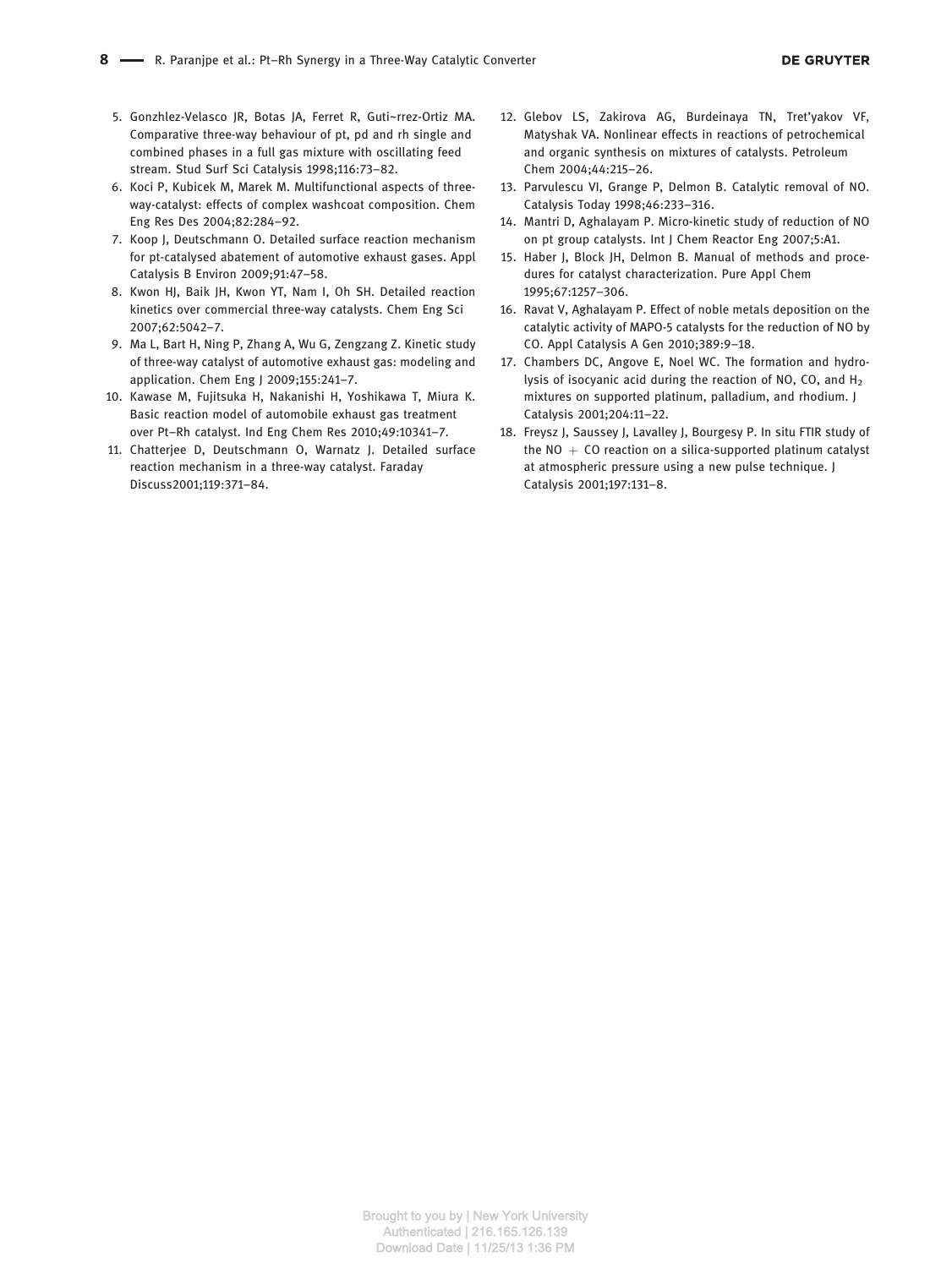5. Gonzhlez-Velasco JR, Botas JA, Ferret R, Guti~rrez-Ortiz MA. Comparative three-way behaviour of pt, pd and rh single and combined phases in a full gas mixture with oscillating feed stream. Stud Surf Sci Catalysis 1998;116:73–82.
6. Koci P, Kubicek M, Marek M. Multifunctional aspects of three-way-catalyst: effects of complex washcoat composition. Chem Eng Res Des 2004;82:284–92.
7. Koop J, Deutschmann O. Detailed surface reaction mechanism for pt-catalysed abatement of automotive exhaust gases. Appl Catalysis B Environ 2009;91:47–58.
8. Kwon HJ, Baik JH, Kwon YT, Nam I, Oh SH. Detailed reaction kinetics over commercial three-way catalysts. Chem Eng Sci 2007;62:5042–7.
9. Ma L, Bart H, Ning P, Zhang A, Wu G, Zengzang Z. Kinetic study of three-way catalyst of automotive exhaust gas: modeling and application. Chem Eng J 2009;155:241–7.
10. Kawase M, Fujitsuka H, Nakanishi H, Yoshikawa T, Miura K. Basic reaction model of automobile exhaust gas treatment over Pt–Rh catalyst. Ind Eng Chem Res 2010;49:10341–7.
11. Chatterjee D, Deutschmann O, Warnatz J. Detailed surface reaction mechanism in a three-way catalyst. Faraday Discuss2001;119:371–84.
12. Glebov LS, Zakirova AG, Burdeinaya TN, Tret'yakov VF, Matyshak VA. Nonlinear effects in reactions of petrochemical and organic synthesis on mixtures of catalysts. Petroleum Chem 2004;44:215–26.
13. Parvulescu VI, Grange P, Delmon B. Catalytic removal of NO. Catalysis Today 1998;46:233–316.
14. Mantri D, Aghalayam P. Micro-kinetic study of reduction of NO on pt group catalysts. Int J Chem Reactor Eng 2007;5:A1.
15. Haber J, Block JH, Delmon B. Manual of methods and procedures for catalyst characterization. Pure Appl Chem 1995;67:1257–306.
16. Ravat V, Aghalayam P. Effect of noble metals deposition on the catalytic activity of MAPO-5 catalysts for the reduction of NO by CO. Appl Catalysis A Gen 2010;389:9–18.
17. Chambers DC, Angove E, Noel WC. The formation and hydrolysis of isocyanic acid during the reaction of NO, CO, and $H_2$ mixtures on supported platinum, palladium, and rhodium. J Catalysis 2001;204:11–22.
18. Freysz J, Saussey J, Lavalley J, Bourgesy P. In situ FTIR study of the NO + CO reaction on a silica-supported platinum catalyst at atmospheric pressure using a new pulse technique. J Catalysis 2001;197:131–8.